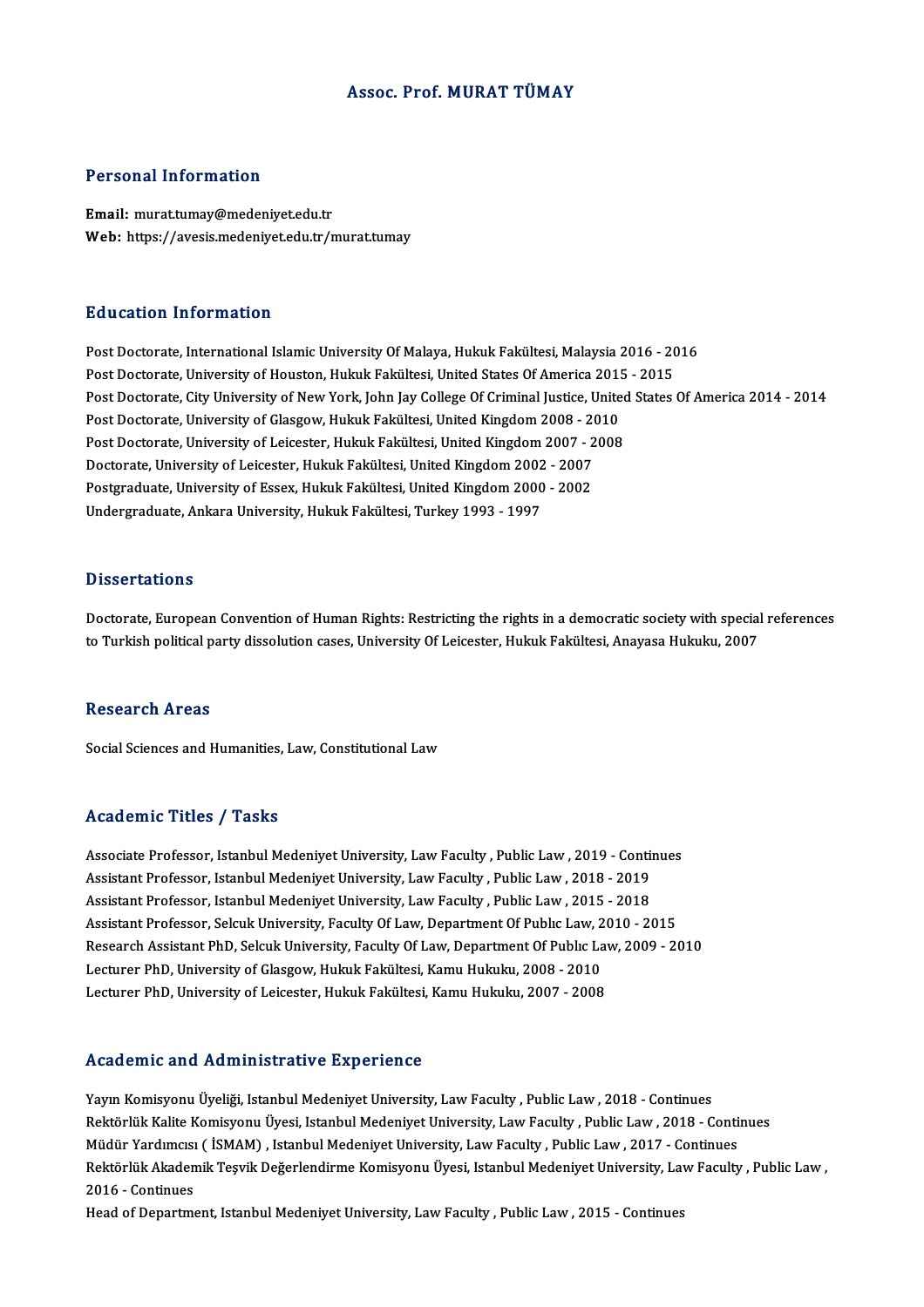# Assoc. Prof. MURAT TÜMAY

## Personal Information

**Email:** murat.tumay@medeniyet.edu.tr
**Web:** https://avesis.medeniyet.edu.tr/murat.tumay

## Education Information

Post Doctorate, International Islamic University Of Malaya, Hukuk Fakültesi, Malaysia 2016 - 2016
Post Doctorate, University of Houston, Hukuk Fakültesi, United States Of America 2015 - 2015
Post Doctorate, City University of New York, John Jay College Of Criminal Justice, United States Of America 2014 - 2014
Post Doctorate, University of Glasgow, Hukuk Fakültesi, United Kingdom 2008 - 2010
Post Doctorate, University of Leicester, Hukuk Fakültesi, United Kingdom 2007 - 2008
Doctorate, University of Leicester, Hukuk Fakültesi, United Kingdom 2002 - 2007
Postgraduate, University of Essex, Hukuk Fakültesi, United Kingdom 2000 - 2002
Undergraduate, Ankara University, Hukuk Fakültesi, Turkey 1993 - 1997

## Dissertations

Doctorate, European Convention of Human Rights: Restricting the rights in a democratic society with special references to Turkish political party dissolution cases, University Of Leicester, Hukuk Fakültesi, Anayasa Hukuku, 2007

## Research Areas

Social Sciences and Humanities, Law, Constitutional Law

## Academic Titles / Tasks

Associate Professor, Istanbul Medeniyet University, Law Faculty , Public Law , 2019 - Continues
Assistant Professor, Istanbul Medeniyet University, Law Faculty , Public Law , 2018 - 2019
Assistant Professor, Istanbul Medeniyet University, Law Faculty , Public Law , 2015 - 2018
Assistant Professor, Selcuk University, Faculty Of Law, Department Of Publıc Law, 2010 - 2015
Research Assistant PhD, Selcuk University, Faculty Of Law, Department Of Publıc Law, 2009 - 2010
Lecturer PhD, University of Glasgow, Hukuk Fakültesi, Kamu Hukuku, 2008 - 2010
Lecturer PhD, University of Leicester, Hukuk Fakültesi, Kamu Hukuku, 2007 - 2008

## Academic and Administrative Experience

Yayın Komisyonu Üyeliği, Istanbul Medeniyet University, Law Faculty , Public Law , 2018 - Continues
Rektörlük Kalite Komisyonu Üyesi, Istanbul Medeniyet University, Law Faculty , Public Law , 2018 - Continues
Müdür Yardımcısı ( İSMAM) , Istanbul Medeniyet University, Law Faculty , Public Law , 2017 - Continues
Rektörlük Akademik Teşvik Değerlendirme Komisyonu Üyesi, Istanbul Medeniyet University, Law Faculty , Public Law , 2016 - Continues
Head of Department, Istanbul Medeniyet University, Law Faculty , Public Law , 2015 - Continues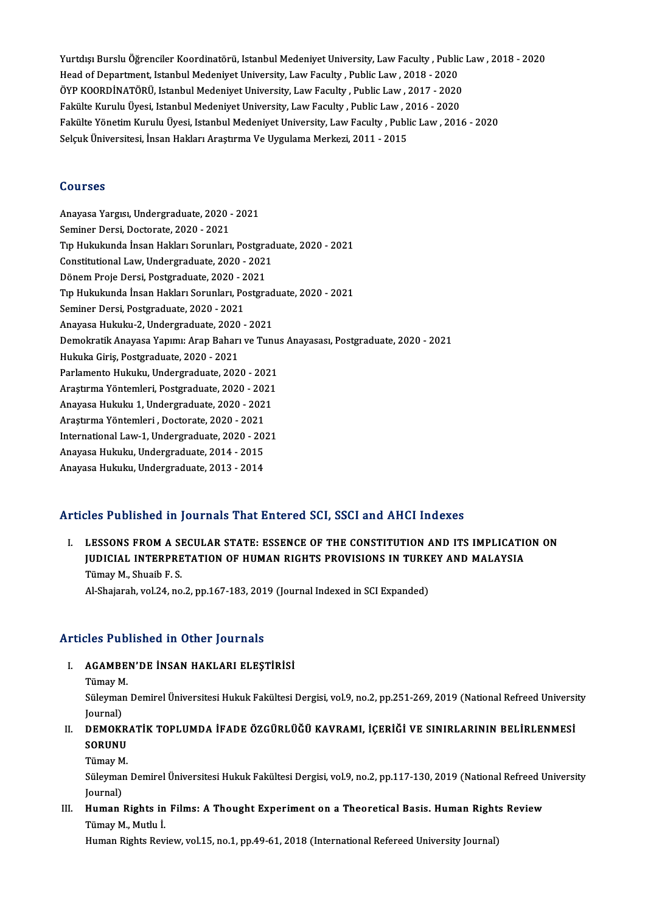Yurtdışı Burslu Öğrenciler Koordinatörü, Istanbul Medeniyet University, Law Faculty , Public Law , 2018 - 2020
Head of Department, Istanbul Medeniyet University, Law Faculty , Public Law , 2018 - 2020
ÖYP KOORDİNATÖRÜ, Istanbul Medeniyet University, Law Faculty , Public Law , 2017 - 2020
Fakülte Kurulu Üyesi, Istanbul Medeniyet University, Law Faculty , Public Law , 2016 - 2020
Fakülte Yönetim Kurulu Üyesi, Istanbul Medeniyet University, Law Faculty , Public Law , 2016 - 2020
Selçuk Üniversitesi, İnsan Hakları Araştırma Ve Uygulama Merkezi, 2011 - 2015

## Courses

Anayasa Yargısı, Undergraduate, 2020 - 2021
Seminer Dersi, Doctorate, 2020 - 2021
Tıp Hukukunda İnsan Hakları Sorunları, Postgraduate, 2020 - 2021
Constitutional Law, Undergraduate, 2020 - 2021
Dönem Proje Dersi, Postgraduate, 2020 - 2021
Tıp Hukukunda İnsan Hakları Sorunları, Postgraduate, 2020 - 2021
Seminer Dersi, Postgraduate, 2020 - 2021
Anayasa Hukuku-2, Undergraduate, 2020 - 2021
Demokratik Anayasa Yapımı: Arap Baharı ve Tunus Anayasası, Postgraduate, 2020 - 2021
Hukuka Giriş, Postgraduate, 2020 - 2021
Parlamento Hukuku, Undergraduate, 2020 - 2021
Araştırma Yöntemleri, Postgraduate, 2020 - 2021
Anayasa Hukuku 1, Undergraduate, 2020 - 2021
Araştırma Yöntemleri , Doctorate, 2020 - 2021
International Law-1, Undergraduate, 2020 - 2021
Anayasa Hukuku, Undergraduate, 2014 - 2015
Anayasa Hukuku, Undergraduate, 2013 - 2014

## Articles Published in Journals That Entered SCI, SSCI and AHCI Indexes

I. **LESSONS FROM A SECULAR STATE: ESSENCE OF THE CONSTITUTION AND ITS IMPLICATION ON JUDICIAL INTERPRETATION OF HUMAN RIGHTS PROVISIONS IN TURKEY AND MALAYSIA**
Tümay M., Shuaib F. S.
Al-Shajarah, vol.24, no.2, pp.167-183, 2019 (Journal Indexed in SCI Expanded)

## Articles Published in Other Journals

I. **AGAMBEN'DE İNSAN HAKLARI ELEŞTİRİSİ**
Tümay M.
Süleyman Demirel Üniversitesi Hukuk Fakültesi Dergisi, vol.9, no.2, pp.251-269, 2019 (National Refreed University Journal)

II. **DEMOKRATİK TOPLUMDA İFADE ÖZGÜRLÜĞÜ KAVRAMI, İÇERİĞİ VE SINIRLARININ BELİRLENMESİ SORUNU**
Tümay M.
Süleyman Demirel Üniversitesi Hukuk Fakültesi Dergisi, vol.9, no.2, pp.117-130, 2019 (National Refreed University Journal)

III. **Human Rights in Films: A Thought Experiment on a Theoretical Basis. Human Rights Review**
Tümay M., Mutlu İ.
Human Rights Review, vol.15, no.1, pp.49-61, 2018 (International Refereed University Journal)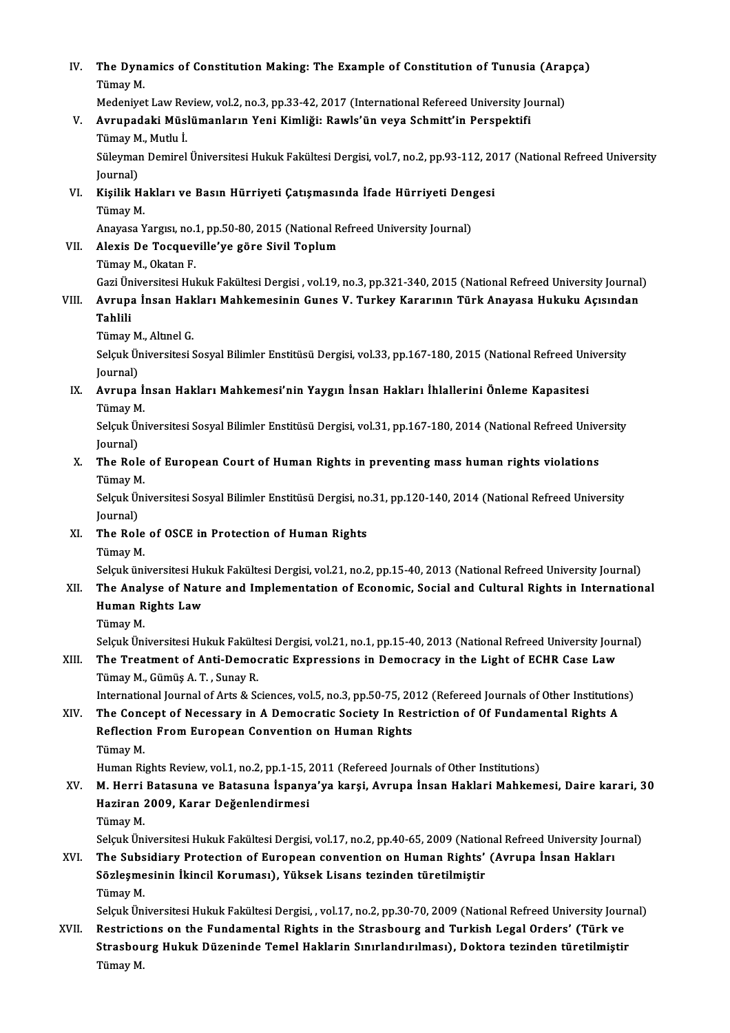IV. **The Dynamics of Constitution Making: The Example of Constitution of Tunusia (Arapça)**
Tümay M.
Medeniyet Law Review, vol.2, no.3, pp.33-42, 2017 (International Refereed University Journal)

V. **Avrupadaki Müslümanların Yeni Kimliği: Rawls'ün veya Schmitt'in Perspektifi**
Tümay M., Mutlu İ.
Süleyman Demirel Üniversitesi Hukuk Fakültesi Dergisi, vol.7, no.2, pp.93-112, 2017 (National Refreed University Journal)

VI. **Kişilik Hakları ve Basın Hürriyeti Çatışmasında İfade Hürriyeti Dengesi**
Tümay M.
Anayasa Yargısı, no.1, pp.50-80, 2015 (National Refreed University Journal)

VII. **Alexis De Tocqueville'ye göre Sivil Toplum**
Tümay M., Okatan F.
Gazi Üniversitesi Hukuk Fakültesi Dergisi , vol.19, no.3, pp.321-340, 2015 (National Refreed University Journal)

VIII. **Avrupa İnsan Hakları Mahkemesinin Gunes V. Turkey Kararının Türk Anayasa Hukuku Açısından Tahlili**
Tümay M., Altınel G.
Selçuk Üniversitesi Sosyal Bilimler Enstitüsü Dergisi, vol.33, pp.167-180, 2015 (National Refreed University Journal)

IX. **Avrupa İnsan Hakları Mahkemesi'nin Yaygın İnsan Hakları İhlallerini Önleme Kapasitesi**
Tümay M.
Selçuk Üniversitesi Sosyal Bilimler Enstitüsü Dergisi, vol.31, pp.167-180, 2014 (National Refreed University Journal)

X. **The Role of European Court of Human Rights in preventing mass human rights violations**
Tümay M.
Selçuk Üniversitesi Sosyal Bilimler Enstitüsü Dergisi, no.31, pp.120-140, 2014 (National Refreed University Journal)

XI. **The Role of OSCE in Protection of Human Rights**
Tümay M.
Selçuk üniversitesi Hukuk Fakültesi Dergisi, vol.21, no.2, pp.15-40, 2013 (National Refreed University Journal)

XII. **The Analyse of Nature and Implementation of Economic, Social and Cultural Rights in International Human Rights Law**
Tümay M.
Selçuk Üniversitesi Hukuk Fakültesi Dergisi, vol.21, no.1, pp.15-40, 2013 (National Refreed University Journal)

XIII. **The Treatment of Anti-Democratic Expressions in Democracy in the Light of ECHR Case Law**
Tümay M., Gümüş A. T. , Sunay R.
International Journal of Arts & Sciences, vol.5, no.3, pp.50-75, 2012 (Refereed Journals of Other Institutions)

XIV. **The Concept of Necessary in A Democratic Society In Restriction of Of Fundamental Rights A Reflection From European Convention on Human Rights**
Tümay M.
Human Rights Review, vol.1, no.2, pp.1-15, 2011 (Refereed Journals of Other Institutions)

XV. **M. Herri Batasuna ve Batasuna İspanya'ya karşi, Avrupa İnsan Haklari Mahkemesi, Daire karari, 30 Haziran 2009, Karar Değenlendirmesi**
Tümay M.
Selçuk Üniversitesi Hukuk Fakültesi Dergisi, vol.17, no.2, pp.40-65, 2009 (National Refreed University Journal)

XVI. **The Subsidiary Protection of European convention on Human Rights' (Avrupa İnsan Hakları Sözleşmesinin İkincil Koruması), Yüksek Lisans tezinden türetilmiştir**
Tümay M.
Selçuk Üniversitesi Hukuk Fakültesi Dergisi, , vol.17, no.2, pp.30-70, 2009 (National Refreed University Journal)

XVII. **Restrictions on the Fundamental Rights in the Strasbourg and Turkish Legal Orders' (Türk ve Strasbourg Hukuk Düzeninde Temel Haklarin Sınırlandırılması), Doktora tezinden türetilmiştir**
Tümay M.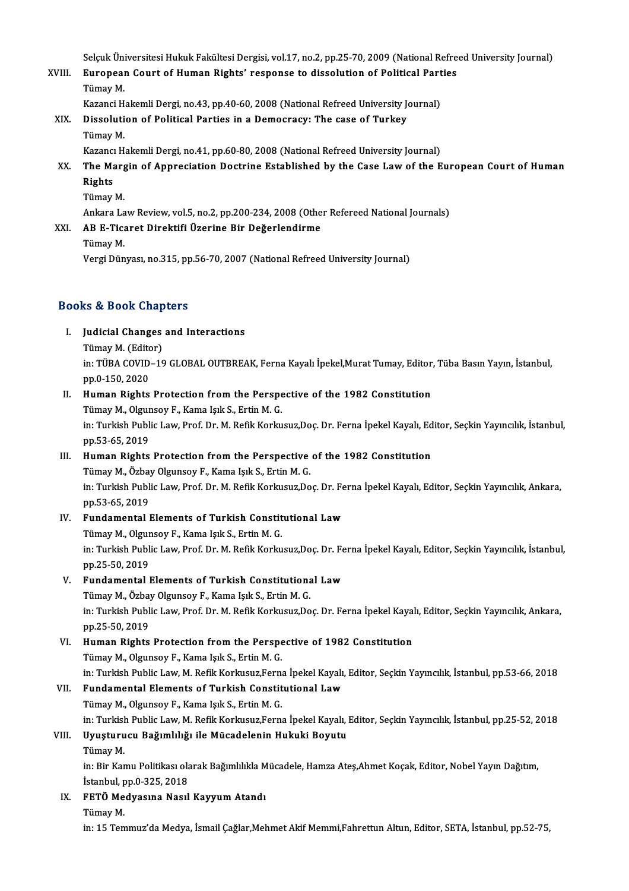Selçuk Üniversitesi Hukuk Fakültesi Dergisi, vol.17, no.2, pp.25-70, 2009 (National Refreed University Journal)

XVIII. **European Court of Human Rights' response to dissolution of Political Parties**
Tümay M.
Kazanci Hakemli Dergi, no.43, pp.40-60, 2008 (National Refreed University Journal)

XIX. **Dissolution of Political Parties in a Democracy: The case of Turkey**
Tümay M.
Kazancı Hakemli Dergi, no.41, pp.60-80, 2008 (National Refreed University Journal)

XX. **The Margin of Appreciation Doctrine Established by the Case Law of the European Court of Human Rights**
Tümay M.
Ankara Law Review, vol.5, no.2, pp.200-234, 2008 (Other Refereed National Journals)

XXI. **AB E-Ticaret Direktifi Üzerine Bir Değerlendirme**
Tümay M.
Vergi Dünyası, no.315, pp.56-70, 2007 (National Refreed University Journal)

## Books & Book Chapters

I. **Judicial Changes and Interactions**
Tümay M. (Editor)
in: TÜBA COVID–19 GLOBAL OUTBREAK, Ferna Kayalı İpekel,Murat Tumay, Editor, Tüba Basın Yayın, İstanbul, pp.0-150, 2020

II. **Human Rights Protection from the Perspective of the 1982 Constitution**
Tümay M., Olgunsoy F., Kama Işık S., Ertin M. G.
in: Turkish Public Law, Prof. Dr. M. Refik Korkusuz,Doç. Dr. Ferna İpekel Kayalı, Editor, Seçkin Yayıncılık, İstanbul, pp.53-65, 2019

III. **Human Rights Protection from the Perspective of the 1982 Constitution**
Tümay M., Özbay Olgunsoy F., Kama Işık S., Ertin M. G.
in: Turkish Public Law, Prof. Dr. M. Refik Korkusuz,Doç. Dr. Ferna İpekel Kayalı, Editor, Seçkin Yayıncılık, Ankara, pp.53-65, 2019

IV. **Fundamental Elements of Turkish Constitutional Law**
Tümay M., Olgunsoy F., Kama Işık S., Ertin M. G.
in: Turkish Public Law, Prof. Dr. M. Refik Korkusuz,Doç. Dr. Ferna İpekel Kayalı, Editor, Seçkin Yayıncılık, İstanbul, pp.25-50, 2019

V. **Fundamental Elements of Turkish Constitutional Law**
Tümay M., Özbay Olgunsoy F., Kama Işık S., Ertin M. G.
in: Turkish Public Law, Prof. Dr. M. Refik Korkusuz,Doç. Dr. Ferna İpekel Kayalı, Editor, Seçkin Yayıncılık, Ankara, pp.25-50, 2019

VI. **Human Rights Protection from the Perspective of 1982 Constitution**
Tümay M., Olgunsoy F., Kama Işık S., Ertin M. G.
in: Turkish Public Law, M. Refik Korkusuz,Ferna İpekel Kayalı, Editor, Seçkin Yayıncılık, İstanbul, pp.53-66, 2018

VII. **Fundamental Elements of Turkish Constitutional Law**
Tümay M., Olgunsoy F., Kama Işık S., Ertin M. G.
in: Turkish Public Law, M. Refik Korkusuz,Ferna İpekel Kayalı, Editor, Seçkin Yayıncılık, İstanbul, pp.25-52, 2018

VIII. **Uyuşturucu Bağımlılığı ile Mücadelenin Hukuki Boyutu**
Tümay M.
in: Bir Kamu Politikası olarak Bağımlılıkla Mücadele, Hamza Ateş,Ahmet Koçak, Editor, Nobel Yayın Dağıtım, İstanbul, pp.0-325, 2018

IX. **FETÖ Medyasına Nasıl Kayyum Atandı**
Tümay M.
in: 15 Temmuz'da Medya, İsmail Çağlar,Mehmet Akif Memmi,Fahrettun Altun, Editor, SETA, İstanbul, pp.52-75,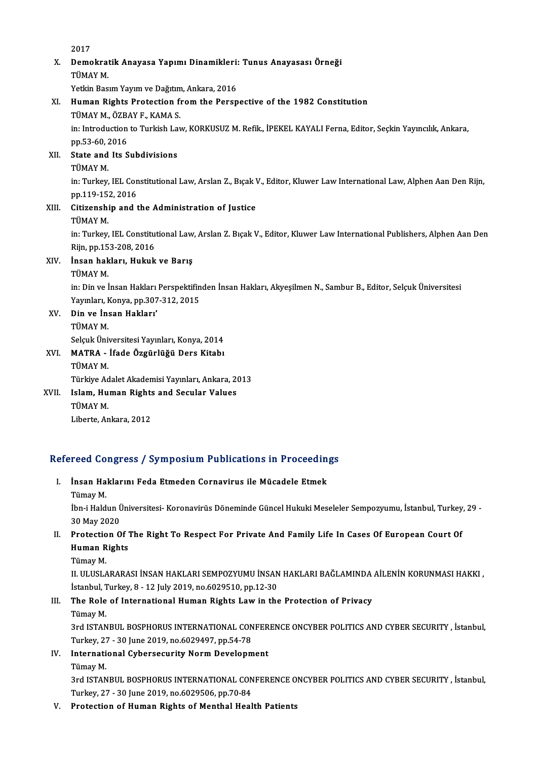2017

X. **Demokratik Anayasa Yapımı Dinamikleri: Tunus Anayasası Örneği**
TÜMAY M.
Yetkin Basım Yayım ve Dağıtım, Ankara, 2016

XI. **Human Rights Protection from the Perspective of the 1982 Constitution**
TÜMAY M., ÖZBAY F., KAMA S.
in: Introduction to Turkish Law, KORKUSUZ M. Refik., İPEKEL KAYALI Ferna, Editor, Seçkin Yayıncılık, Ankara, pp.53-60, 2016

XII. **State and Its Subdivisions**
TÜMAY M.
in: Turkey, IEL Constitutional Law, Arslan Z., Bıçak V., Editor, Kluwer Law International Law, Alphen Aan Den Rijn, pp.119-152, 2016

XIII. **Citizenship and the Administration of Justice**
TÜMAY M.
in: Turkey, IEL Constitutional Law, Arslan Z. Bıçak V., Editor, Kluwer Law International Publishers, Alphen Aan Den Rijn, pp.153-208, 2016

XIV. **İnsan hakları, Hukuk ve Barış**
TÜMAY M.
in: Din ve İnsan Hakları Perspektifinden İnsan Hakları, Akyeşilmen N., Sambur B., Editor, Selçuk Üniversitesi Yayınları, Konya, pp.307-312, 2015

XV. **Din ve İnsan Hakları'**
TÜMAY M.
Selçuk Üniversitesi Yayınları, Konya, 2014

XVI. **MATRA - İfade Özgürlüğü Ders Kitabı**
TÜMAY M.
Türkiye Adalet Akademisi Yayınları, Ankara, 2013

XVII. **Islam, Human Rights and Secular Values**
TÜMAY M.
Liberte, Ankara, 2012

## Refereed Congress / Symposium Publications in Proceedings

I. **İnsan Haklarını Feda Etmeden Cornavirus ile Mücadele Etmek**
Tümay M.
İbn-i Haldun Üniversitesi- Koronavirüs Döneminde Güncel Hukuki Meseleler Sempozyumu, İstanbul, Turkey, 29 - 30 May 2020

II. **Protection Of The Right To Respect For Private And Family Life In Cases Of European Court Of Human Rights**
Tümay M.
II. ULUSLARARASI İNSAN HAKLARI SEMPOZYUMU İNSAN HAKLARI BAĞLAMINDA AİLENİN KORUNMASI HAKKI , İstanbul, Turkey, 8 - 12 July 2019, no.6029510, pp.12-30

III. **The Role of International Human Rights Law in the Protection of Privacy**
Tümay M.
3rd ISTANBUL BOSPHORUS INTERNATIONAL CONFERENCE ONCYBER POLITICS AND CYBER SECURITY , İstanbul, Turkey, 27 - 30 June 2019, no.6029497, pp.54-78

IV. **International Cybersecurity Norm Development**
Tümay M.
3rd ISTANBUL BOSPHORUS INTERNATIONAL CONFERENCE ONCYBER POLITICS AND CYBER SECURITY , İstanbul, Turkey, 27 - 30 June 2019, no.6029506, pp.70-84

V. **Protection of Human Rights of Menthal Health Patients**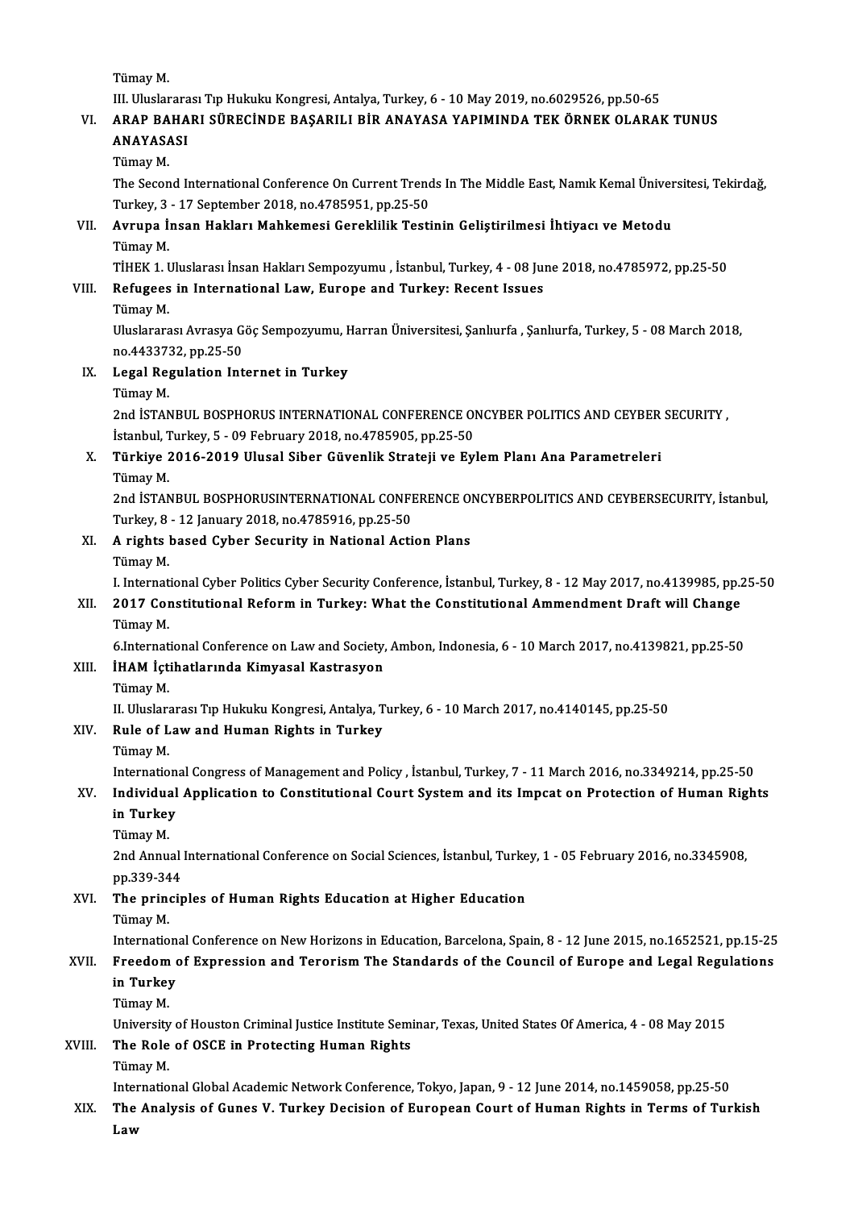Tümay M.

III. Uluslararası Tıp Hukuku Kongresi, Antalya, Turkey, 6 - 10 May 2019, no.6029526, pp.50-65

VI. **ARAP BAHARI SÜRECİNDE BAŞARILI BİR ANAYASA YAPIMINDA TEK ÖRNEK OLARAK TUNUS ANAYASASI**

Tümay M.

The Second International Conference On Current Trends In The Middle East, Namık Kemal Üniversitesi, Tekirdağ, Turkey, 3 - 17 September 2018, no.4785951, pp.25-50

VII. **Avrupa İnsan Hakları Mahkemesi Gereklilik Testinin Geliştirilmesi İhtiyacı ve Metodu**

Tümay M.

TİHEK 1. Uluslarası İnsan Hakları Sempozyumu , İstanbul, Turkey, 4 - 08 June 2018, no.4785972, pp.25-50

VIII. **Refugees in International Law, Europe and Turkey: Recent Issues**

Tümay M.

Uluslararası Avrasya Göç Sempozyumu, Harran Üniversitesi, Şanlıurfa , Şanlıurfa, Turkey, 5 - 08 March 2018, no.4433732, pp.25-50

IX. **Legal Regulation Internet in Turkey**

Tümay M.

2nd İSTANBUL BOSPHORUS INTERNATIONAL CONFERENCE ONCYBER POLITICS AND CEYBER SECURITY , İstanbul, Turkey, 5 - 09 February 2018, no.4785905, pp.25-50

X. **Türkiye 2016-2019 Ulusal Siber Güvenlik Strateji ve Eylem Planı Ana Parametreleri**

Tümay M.

2nd İSTANBUL BOSPHORUSINTERNATIONAL CONFERENCE ONCYBERPOLITICS AND CEYBERSECURITY, İstanbul, Turkey, 8 - 12 January 2018, no.4785916, pp.25-50

XI. **A rights based Cyber Security in National Action Plans**

Tümay M.

I. International Cyber Politics Cyber Security Conference, İstanbul, Turkey, 8 - 12 May 2017, no.4139985, pp.25-50

XII. **2017 Constitutional Reform in Turkey: What the Constitutional Ammendment Draft will Change**

Tümay M.

6.International Conference on Law and Society, Ambon, Indonesia, 6 - 10 March 2017, no.4139821, pp.25-50

XIII. **İHAM İçtihatlarında Kimyasal Kastrasyon**

Tümay M.

II. Uluslararası Tıp Hukuku Kongresi, Antalya, Turkey, 6 - 10 March 2017, no.4140145, pp.25-50

XIV. **Rule of Law and Human Rights in Turkey**

Tümay M.

International Congress of Management and Policy , İstanbul, Turkey, 7 - 11 March 2016, no.3349214, pp.25-50

XV. **Individual Application to Constitutional Court System and its Impcat on Protection of Human Rights in Turkey**

Tümay M.

2nd Annual International Conference on Social Sciences, İstanbul, Turkey, 1 - 05 February 2016, no.3345908, pp.339-344

XVI. **The principles of Human Rights Education at Higher Education**

Tümay M.

International Conference on New Horizons in Education, Barcelona, Spain, 8 - 12 June 2015, no.1652521, pp.15-25

XVII. **Freedom of Expression and Terorism The Standards of the Council of Europe and Legal Regulations in Turkey**

Tümay M.

University of Houston Criminal Justice Institute Seminar, Texas, United States Of America, 4 - 08 May 2015

XVIII. **The Role of OSCE in Protecting Human Rights**

Tümay M.

International Global Academic Network Conference, Tokyo, Japan, 9 - 12 June 2014, no.1459058, pp.25-50

XIX. **The Analysis of Gunes V. Turkey Decision of European Court of Human Rights in Terms of Turkish Law**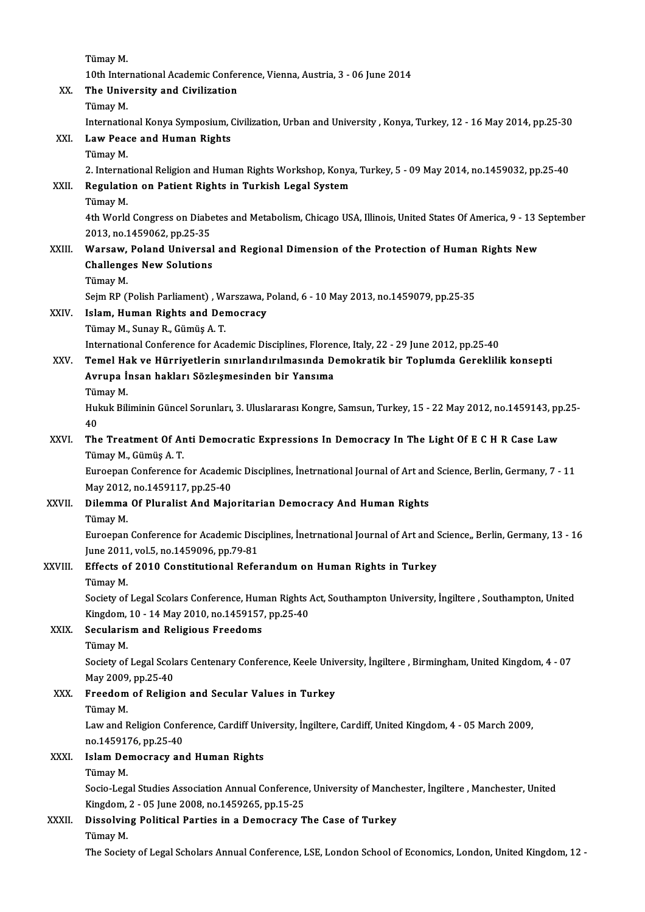Tümay M.
10th International Academic Conference, Vienna, Austria, 3 - 06 June 2014

XX. **The University and Civilization**
Tümay M.
International Konya Symposium, Civilization, Urban and University , Konya, Turkey, 12 - 16 May 2014, pp.25-30

XXI. **Law Peace and Human Rights**
Tümay M.
2. International Religion and Human Rights Workshop, Konya, Turkey, 5 - 09 May 2014, no.1459032, pp.25-40

XXII. **Regulation on Patient Rights in Turkish Legal System**
Tümay M.
4th World Congress on Diabetes and Metabolism, Chicago USA, Illinois, United States Of America, 9 - 13 September 2013, no.1459062, pp.25-35

XXIII. **Warsaw, Poland Universal and Regional Dimension of the Protection of Human Rights New Challenges New Solutions**
Tümay M.
Sejm RP (Polish Parliament) , Warszawa, Poland, 6 - 10 May 2013, no.1459079, pp.25-35

XXIV. **Islam, Human Rights and Democracy**
Tümay M., Sunay R., Gümüş A. T.
International Conference for Academic Disciplines, Florence, Italy, 22 - 29 June 2012, pp.25-40

XXV. **Temel Hak ve Hürriyetlerin sınırlandırılmasında Demokratik bir Toplumda Gereklilik konsepti Avrupa İnsan hakları Sözleşmesinden bir Yansıma**
Tümay M.
Hukuk Biliminin Güncel Sorunları, 3. Uluslararası Kongre, Samsun, Turkey, 15 - 22 May 2012, no.1459143, pp.25-40

XXVI. **The Treatment Of Anti Democratic Expressions In Democracy In The Light Of E C H R Case Law**
Tümay M., Gümüş A. T.
Euroepan Conference for Academic Disciplines, İnetrnational Journal of Art and Science, Berlin, Germany, 7 - 11 May 2012, no.1459117, pp.25-40

XXVII. **Dilemma Of Pluralist And Majoritarian Democracy And Human Rights**
Tümay M.
Euroepan Conference for Academic Disciplines, İnetrnational Journal of Art and Science,, Berlin, Germany, 13 - 16 June 2011, vol.5, no.1459096, pp.79-81

XXVIII. **Effects of 2010 Constitutional Referandum on Human Rights in Turkey**
Tümay M.
Society of Legal Scolars Conference, Human Rights Act, Southampton University, İngiltere , Southampton, United Kingdom, 10 - 14 May 2010, no.1459157, pp.25-40

XXIX. **Secularism and Religious Freedoms**
Tümay M.
Society of Legal Scolars Centenary Conference, Keele University, İngiltere , Birmingham, United Kingdom, 4 - 07 May 2009, pp.25-40

XXX. **Freedom of Religion and Secular Values in Turkey**
Tümay M.
Law and Religion Conference, Cardiff University, İngiltere, Cardiff, United Kingdom, 4 - 05 March 2009, no.1459176, pp.25-40

XXXI. **Islam Democracy and Human Rights**
Tümay M.
Socio-Legal Studies Association Annual Conference, University of Manchester, İngiltere , Manchester, United Kingdom, 2 - 05 June 2008, no.1459265, pp.15-25

XXXII. **Dissolving Political Parties in a Democracy The Case of Turkey**
Tümay M.
The Society of Legal Scholars Annual Conference, LSE, London School of Economics, London, United Kingdom, 12 -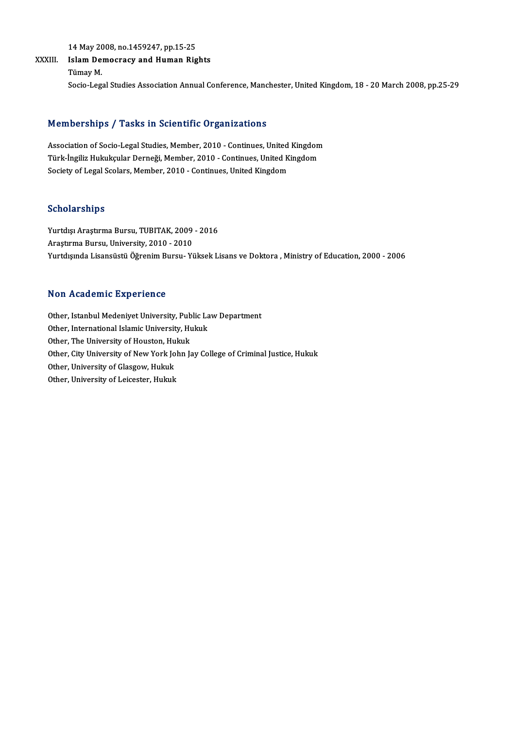14 May 2008, no.1459247, pp.15-25

XXXIII. **Islam Democracy and Human Rights**
Tümay M.
Socio-Legal Studies Association Annual Conference, Manchester, United Kingdom, 18 - 20 March 2008, pp.25-29

## Memberships / Tasks in Scientific Organizations

Association of Socio-Legal Studies, Member, 2010 - Continues, United Kingdom
Türk-İngiliz Hukukçular Derneği, Member, 2010 - Continues, United Kingdom
Society of Legal Scolars, Member, 2010 - Continues, United Kingdom

## Scholarships

Yurtdışı Araştırma Bursu, TUBITAK, 2009 - 2016
Araştırma Bursu, University, 2010 - 2010
Yurtdışında Lisansüstü Öğrenim Bursu- Yüksek Lisans ve Doktora , Ministry of Education, 2000 - 2006

## Non Academic Experience

Other, Istanbul Medeniyet University, Public Law Department
Other, International Islamic University, Hukuk
Other, The University of Houston, Hukuk
Other, City University of New York John Jay College of Criminal Justice, Hukuk
Other, University of Glasgow, Hukuk
Other, University of Leicester, Hukuk